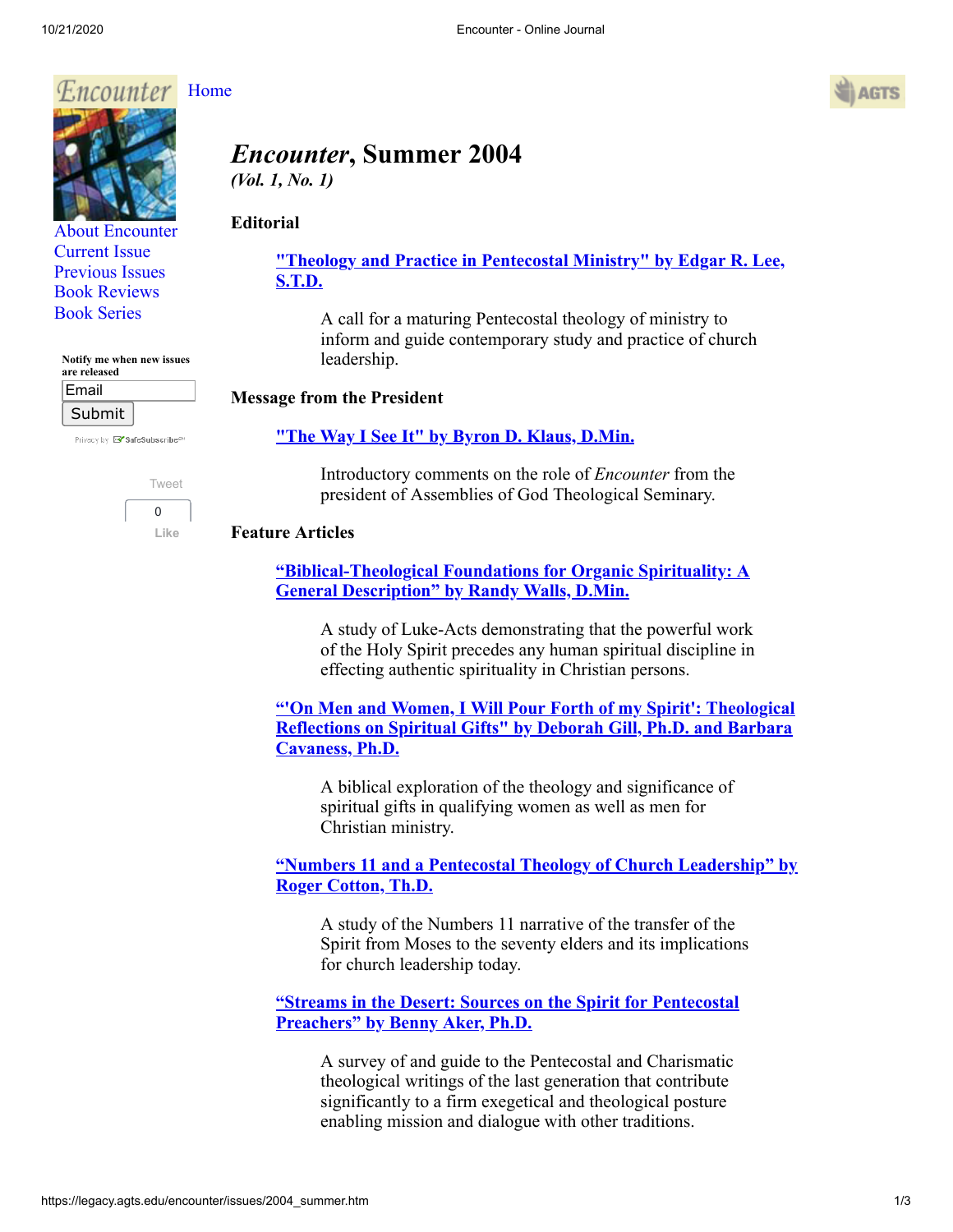Encounter Home

About Encounter
Current Issue
Previous Issues
Book Reviews
Book Series

Notify me when new issues are released

Email
Submit

# *Encounter*, Summer 2004

***(Vol. 1, No. 1)***

## Editorial

**"Theology and Practice in Pentecostal Ministry" by Edgar R. Lee, S.T.D.**

A call for a maturing Pentecostal theology of ministry to inform and guide contemporary study and practice of church leadership.

## Message from the President

**"The Way I See It" by Byron D. Klaus, D.Min.**

Introductory comments on the role of *Encounter* from the president of Assemblies of God Theological Seminary.

## Feature Articles

**“Biblical-Theological Foundations for Organic Spirituality: A General Description” by Randy Walls, D.Min.**

A study of Luke-Acts demonstrating that the powerful work of the Holy Spirit precedes any human spiritual discipline in effecting authentic spirituality in Christian persons.

**“'On Men and Women, I Will Pour Forth of my Spirit': Theological Reflections on Spiritual Gifts" by Deborah Gill, Ph.D. and Barbara Cavaness, Ph.D.**

A biblical exploration of the theology and significance of spiritual gifts in qualifying women as well as men for Christian ministry.

**“Numbers 11 and a Pentecostal Theology of Church Leadership” by Roger Cotton, Th.D.**

A study of the Numbers 11 narrative of the transfer of the Spirit from Moses to the seventy elders and its implications for church leadership today.

**“Streams in the Desert: Sources on the Spirit for Pentecostal Preachers” by Benny Aker, Ph.D.**

A survey of and guide to the Pentecostal and Charismatic theological writings of the last generation that contribute significantly to a firm exegetical and theological posture enabling mission and dialogue with other traditions.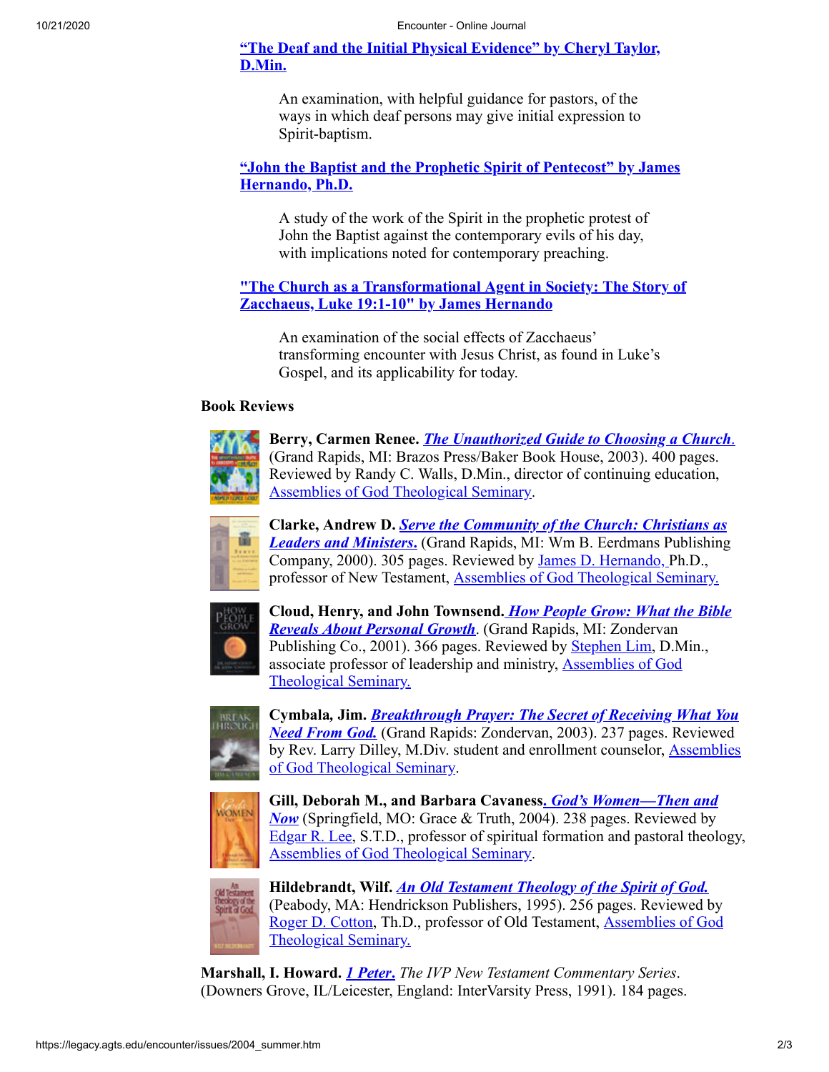**"The Deaf and the Initial Physical Evidence" by Cheryl Taylor, D.Min.**

> An examination, with helpful guidance for pastors, of the ways in which deaf persons may give initial expression to Spirit-baptism.

**"John the Baptist and the Prophetic Spirit of Pentecost" by James Hernando, Ph.D.**

> A study of the work of the Spirit in the prophetic protest of John the Baptist against the contemporary evils of his day, with implications noted for contemporary preaching.

**"The Church as a Transformational Agent in Society: The Story of Zacchaeus, Luke 19:1-10" by James Hernando**

> An examination of the social effects of Zacchaeus' transforming encounter with Jesus Christ, as found in Luke's Gospel, and its applicability for today.

**Book Reviews**

**Berry, Carmen Renee.** ***The Unauthorized Guide to Choosing a Church***. (Grand Rapids, MI: Brazos Press/Baker Book House, 2003). 400 pages. Reviewed by Randy C. Walls, D.Min., director of continuing education, Assemblies of God Theological Seminary.

**Clarke, Andrew D.** ***Serve the Community of the Church: Christians as Leaders and Ministers.*** (Grand Rapids, MI: Wm B. Eerdmans Publishing Company, 2000). 305 pages. Reviewed by James D. Hernando, Ph.D., professor of New Testament, Assemblies of God Theological Seminary.

**Cloud, Henry, and John Townsend.** ***How People Grow: What the Bible Reveals About Personal Growth***. (Grand Rapids, MI: Zondervan Publishing Co., 2001). 366 pages. Reviewed by Stephen Lim, D.Min., associate professor of leadership and ministry, Assemblies of God Theological Seminary.

**Cymbala, Jim.** ***Breakthrough Prayer: The Secret of Receiving What You Need From God.*** (Grand Rapids: Zondervan, 2003). 237 pages. Reviewed by Rev. Larry Dilley, M.Div. student and enrollment counselor, Assemblies of God Theological Seminary.

**Gill, Deborah M., and Barbara Cavaness.** ***God's Women—Then and Now*** (Springfield, MO: Grace & Truth, 2004). 238 pages. Reviewed by Edgar R. Lee, S.T.D., professor of spiritual formation and pastoral theology, Assemblies of God Theological Seminary.

**Hildebrandt, Wilf.** ***An Old Testament Theology of the Spirit of God.*** (Peabody, MA: Hendrickson Publishers, 1995). 256 pages. Reviewed by Roger D. Cotton, Th.D., professor of Old Testament, Assemblies of God Theological Seminary.

**Marshall, I. Howard.** ***1 Peter.*** *The IVP New Testament Commentary Series*. (Downers Grove, IL/Leicester, England: InterVarsity Press, 1991). 184 pages.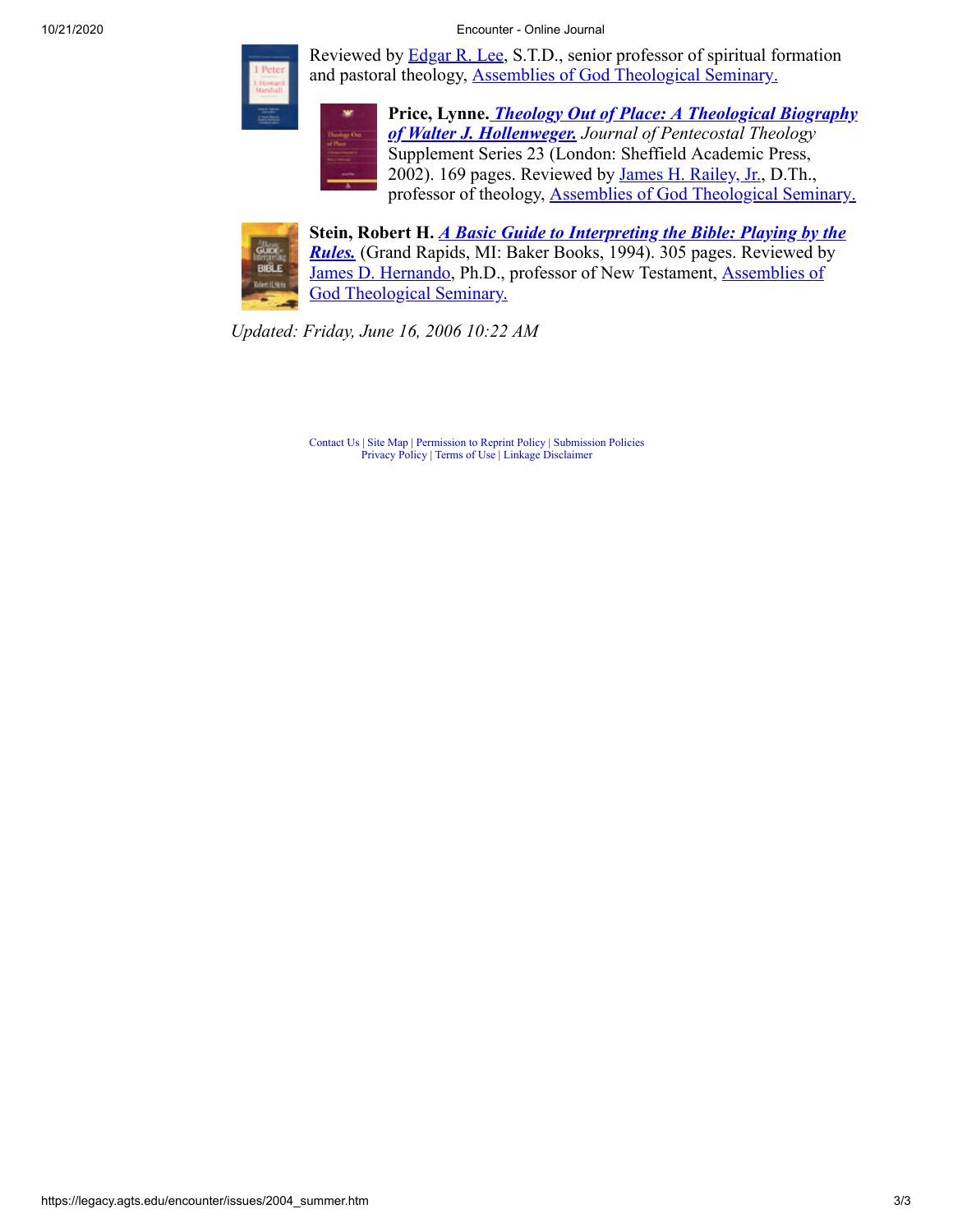Reviewed by Edgar R. Lee, S.T.D., senior professor of spiritual formation and pastoral theology, Assemblies of God Theological Seminary.

**Price, Lynne.** ***Theology Out of Place: A Theological Biography of Walter J. Hollenweger.*** *Journal of Pentecostal Theology* Supplement Series 23 (London: Sheffield Academic Press, 2002). 169 pages. Reviewed by James H. Railey, Jr., D.Th., professor of theology, Assemblies of God Theological Seminary.

**Stein, Robert H.** ***A Basic Guide to Interpreting the Bible: Playing by the Rules.*** (Grand Rapids, MI: Baker Books, 1994). 305 pages. Reviewed by James D. Hernando, Ph.D., professor of New Testament, Assemblies of God Theological Seminary.

*Updated: Friday, June 16, 2006 10:22 AM*

Contact Us | Site Map | Permission to Reprint Policy | Submission Policies
Privacy Policy | Terms of Use | Linkage Disclaimer